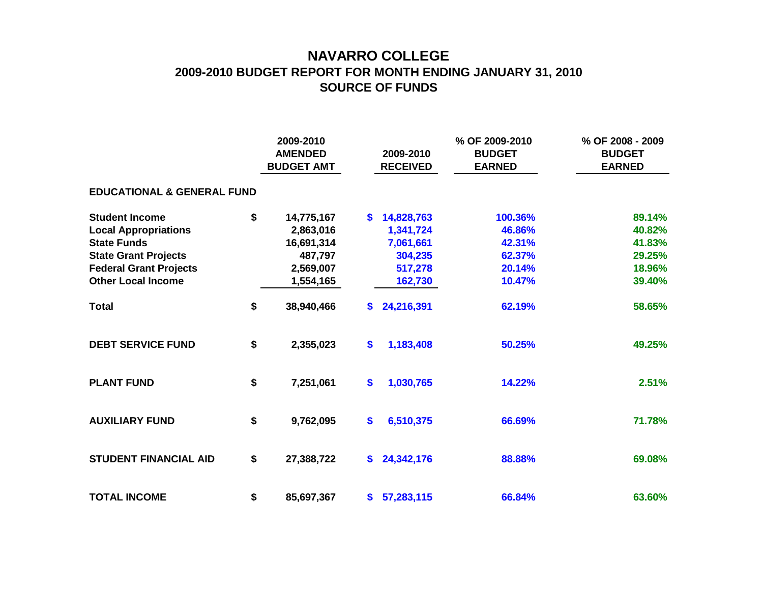# NAVARRO COLLEGE

## 2009-2010 BUDGET REPORT FOR MONTH ENDING JANUARY 31, 2010

## SOURCE OF FUNDS

| | 2009-2010 AMENDED BUDGET AMT | 2009-2010 RECEIVED | % OF 2009-2010 BUDGET EARNED | % OF 2008 - 2009 BUDGET EARNED |
|---|---|---|---|---|
| **EDUCATIONAL & GENERAL FUND** | | | | |
| **Student Income** | $ 14,775,167 | $ 14,828,763 | 100.36% | 89.14% |
| **Local Appropriations** | 2,863,016 | 1,341,724 | 46.86% | 40.82% |
| **State Funds** | 16,691,314 | 7,061,661 | 42.31% | 41.83% |
| **State Grant Projects** | 487,797 | 304,235 | 62.37% | 29.25% |
| **Federal Grant Projects** | 2,569,007 | 517,278 | 20.14% | 18.96% |
| **Other Local Income** | 1,554,165 | 162,730 | 10.47% | 39.40% |
| **Total** | $ 38,940,466 | $ 24,216,391 | 62.19% | 58.65% |
| **DEBT SERVICE FUND** | $ 2,355,023 | $ 1,183,408 | 50.25% | 49.25% |
| **PLANT FUND** | $ 7,251,061 | $ 1,030,765 | 14.22% | 2.51% |
| **AUXILIARY FUND** | $ 9,762,095 | $ 6,510,375 | 66.69% | 71.78% |
| **STUDENT FINANCIAL AID** | $ 27,388,722 | $ 24,342,176 | 88.88% | 69.08% |
| **TOTAL INCOME** | $ 85,697,367 | $ 57,283,115 | 66.84% | 63.60% |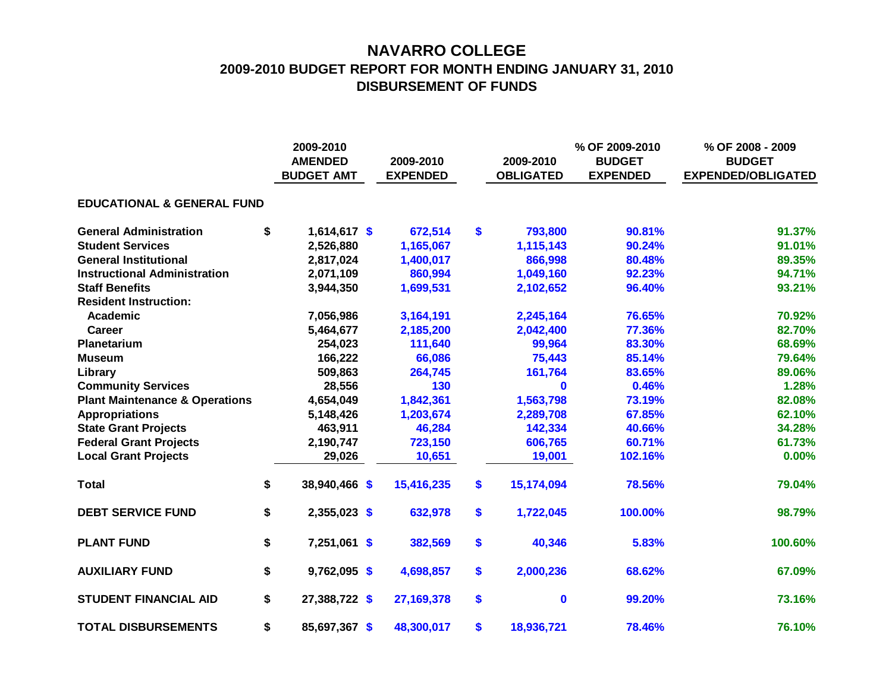# NAVARRO COLLEGE

## 2009-2010 BUDGET REPORT FOR MONTH ENDING JANUARY 31, 2010

## DISBURSEMENT OF FUNDS

| | 2009-2010 AMENDED BUDGET AMT | 2009-2010 EXPENDED | 2009-2010 OBLIGATED | % OF 2009-2010 BUDGET EXPENDED | % OF 2008 - 2009 BUDGET EXPENDED/OBLIGATED |
|---|---|---|---|---|---|
| **EDUCATIONAL & GENERAL FUND** | | | | | |
| **General Administration** | $ 1,614,617 | $ 672,514 | $ 793,800 | 90.81% | 91.37% |
| **Student Services** | 2,526,880 | 1,165,067 | 1,115,143 | 90.24% | 91.01% |
| **General Institutional** | 2,817,024 | 1,400,017 | 866,998 | 80.48% | 89.35% |
| **Instructional Administration** | 2,071,109 | 860,994 | 1,049,160 | 92.23% | 94.71% |
| **Staff Benefits** | 3,944,350 | 1,699,531 | 2,102,652 | 96.40% | 93.21% |
| **Resident Instruction:** | | | | | |
| **Academic** | 7,056,986 | 3,164,191 | 2,245,164 | 76.65% | 70.92% |
| **Career** | 5,464,677 | 2,185,200 | 2,042,400 | 77.36% | 82.70% |
| **Planetarium** | 254,023 | 111,640 | 99,964 | 83.30% | 68.69% |
| **Museum** | 166,222 | 66,086 | 75,443 | 85.14% | 79.64% |
| **Library** | 509,863 | 264,745 | 161,764 | 83.65% | 89.06% |
| **Community Services** | 28,556 | 130 | 0 | 0.46% | 1.28% |
| **Plant Maintenance & Operations** | 4,654,049 | 1,842,361 | 1,563,798 | 73.19% | 82.08% |
| **Appropriations** | 5,148,426 | 1,203,674 | 2,289,708 | 67.85% | 62.10% |
| **State Grant Projects** | 463,911 | 46,284 | 142,334 | 40.66% | 34.28% |
| **Federal Grant Projects** | 2,190,747 | 723,150 | 606,765 | 60.71% | 61.73% |
| **Local Grant Projects** | 29,026 | 10,651 | 19,001 | 102.16% | 0.00% |
| **Total** | $ 38,940,466 | $ 15,416,235 | $ 15,174,094 | 78.56% | 79.04% |
| **DEBT SERVICE FUND** | $ 2,355,023 | $ 632,978 | $ 1,722,045 | 100.00% | 98.79% |
| **PLANT FUND** | $ 7,251,061 | $ 382,569 | $ 40,346 | 5.83% | 100.60% |
| **AUXILIARY FUND** | $ 9,762,095 | $ 4,698,857 | $ 2,000,236 | 68.62% | 67.09% |
| **STUDENT FINANCIAL AID** | $ 27,388,722 | $ 27,169,378 | $ 0 | 99.20% | 73.16% |
| **TOTAL DISBURSEMENTS** | $ 85,697,367 | $ 48,300,017 | $ 18,936,721 | 78.46% | 76.10% |